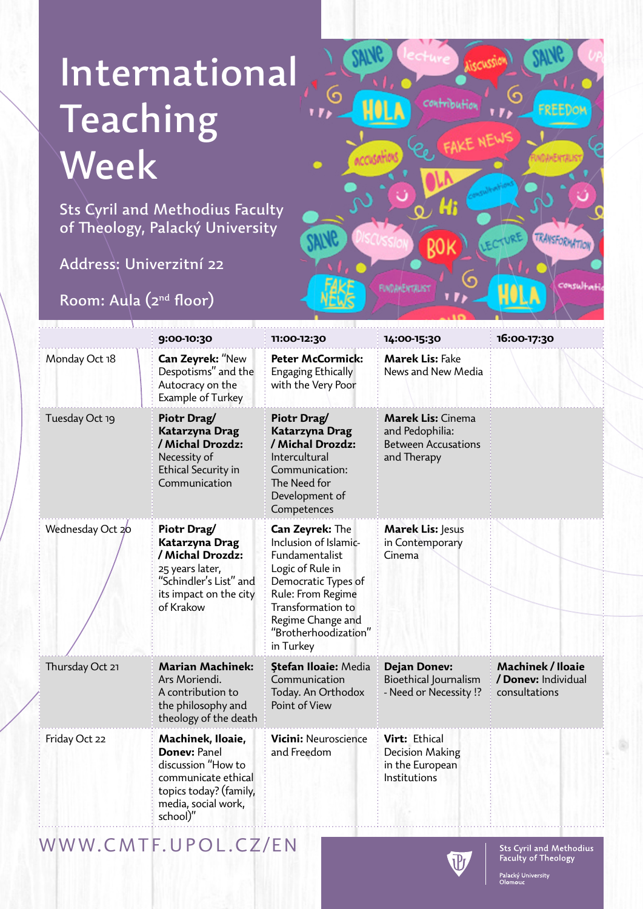# International Teaching Week

Sts Cyril and Methodius Faculty of Theology, Palacký University

Address: Univerzitní 22

Room: Aula (2nd floor)

| | 9:00-10:30 | 11:00-12:30 | 14:00-15:30 | 16:00-17:30 |
|---|---|---|---|---|
| Monday Oct 18 | **Can Zeyrek:** "New Despotisms" and the Autocracy on the Example of Turkey | **Peter McCormick:** Engaging Ethically with the Very Poor | **Marek Lis:** Fake News and New Media | |
| Tuesday Oct 19 | **Piotr Drag/ Katarzyna Drag / Michal Drozdz:** Necessity of Ethical Security in Communication | **Piotr Drag/ Katarzyna Drag / Michal Drozdz:** Intercultural Communication: The Need for Development of Competences | **Marek Lis:** Cinema and Pedophilia: Between Accusations and Therapy | |
| Wednesday Oct 20 | **Piotr Drag/ Katarzyna Drag / Michal Drozdz:** 25 years later, "Schindler's List" and its impact on the city of Krakow | **Can Zeyrek:** The Inclusion of Islamic-Fundamentalist Logic of Rule in Democratic Types of Rule: From Regime Transformation to Regime Change and "Brotherhoodization" in Turkey | **Marek Lis:** Jesus in Contemporary Cinema | |
| Thursday Oct 21 | **Marian Machinek:** Ars Moriendi. A contribution to the philosophy and theology of the death | **Ştefan Iloaie:** Media Communication Today. An Orthodox Point of View | **Dejan Donev:** Bioethical Journalism - Need or Necessity !? | **Machinek / Iloaie / Donev:** Individual consultations |
| Friday Oct 22 | **Machinek, Iloaie, Donev:** Panel discussion "How to communicate ethical topics today? (family, media, social work, school)" | **Vicini:** Neuroscience and Freedom | **Virt:** Ethical Decision Making in the European Institutions | |

WWW.CMTF.UPOL.CZ/EN

Sts Cyril and Methodius Faculty of Theology

Palacký University Olomouc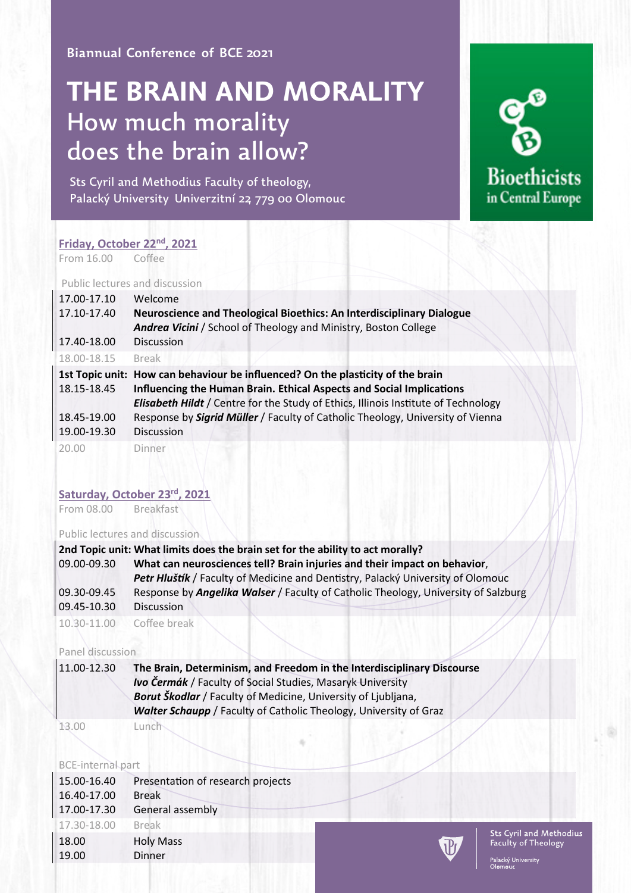Biannual Conference of BCE 2021

# THE BRAIN AND MORALITY

## How much morality does the brain allow?

Sts Cyril and Methodius Faculty of theology,
Palacký University Univerzitní 22 779 00 Olomouc

Bioethicists in Central Europe

### Friday, October 22nd, 2021

| | |
|---|---|
| From 16.00 | Coffee |

Public lectures and discussion

| | |
|---|---|
| 17.00-17.10 | Welcome |
| 17.10-17.40 | **Neuroscience and Theological Bioethics: An Interdisciplinary Dialogue**<br>***Andrea Vicini*** / School of Theology and Ministry, Boston College |
| 17.40-18.00 | Discussion |
| 18.00-18.15 | Break |
| **1st Topic unit:** | **How can behaviour be influenced? On the plasticity of the brain** |
| 18.15-18.45 | **Influencing the Human Brain. Ethical Aspects and Social Implications**<br>***Elisabeth Hildt*** / Centre for the Study of Ethics, Illinois Institute of Technology |
| 18.45-19.00 | Response by ***Sigrid Müller*** / Faculty of Catholic Theology, University of Vienna |
| 19.00-19.30 | Discussion |
| 20.00 | Dinner |

### Saturday, October 23rd, 2021

| | |
|---|---|
| From 08.00 | Breakfast |

Public lectures and discussion

| | |
|---|---|
| **2nd Topic unit:** | **What limits does the brain set for the ability to act morally?** |
| 09.00-09.30 | **What can neurosciences tell? Brain injuries and their impact on behavior**,<br>***Petr Hluštík*** / Faculty of Medicine and Dentistry, Palacký University of Olomouc |
| 09.30-09.45 | Response by ***Angelika Walser*** / Faculty of Catholic Theology, University of Salzburg |
| 09.45-10.30 | Discussion |
| 10.30-11.00 | Coffee break |

Panel discussion

| | |
|---|---|
| 11.00-12.30 | **The Brain, Determinism, and Freedom in the Interdisciplinary Discourse**<br>***Ivo Čermák*** / Faculty of Social Studies, Masaryk University<br>***Borut Škodlar*** / Faculty of Medicine, University of Ljubljana,<br>***Walter Schaupp*** / Faculty of Catholic Theology, University of Graz |
| 13.00 | Lunch |

BCE-internal part

| | |
|---|---|
| 15.00-16.40 | Presentation of research projects |
| 16.40-17.00 | Break |
| 17.00-17.30 | General assembly |
| 17.30-18.00 | Break |
| 18.00 | Holy Mass |
| 19.00 | Dinner |

Sts Cyril and Methodius Faculty of Theology
Palacký University Olomouc